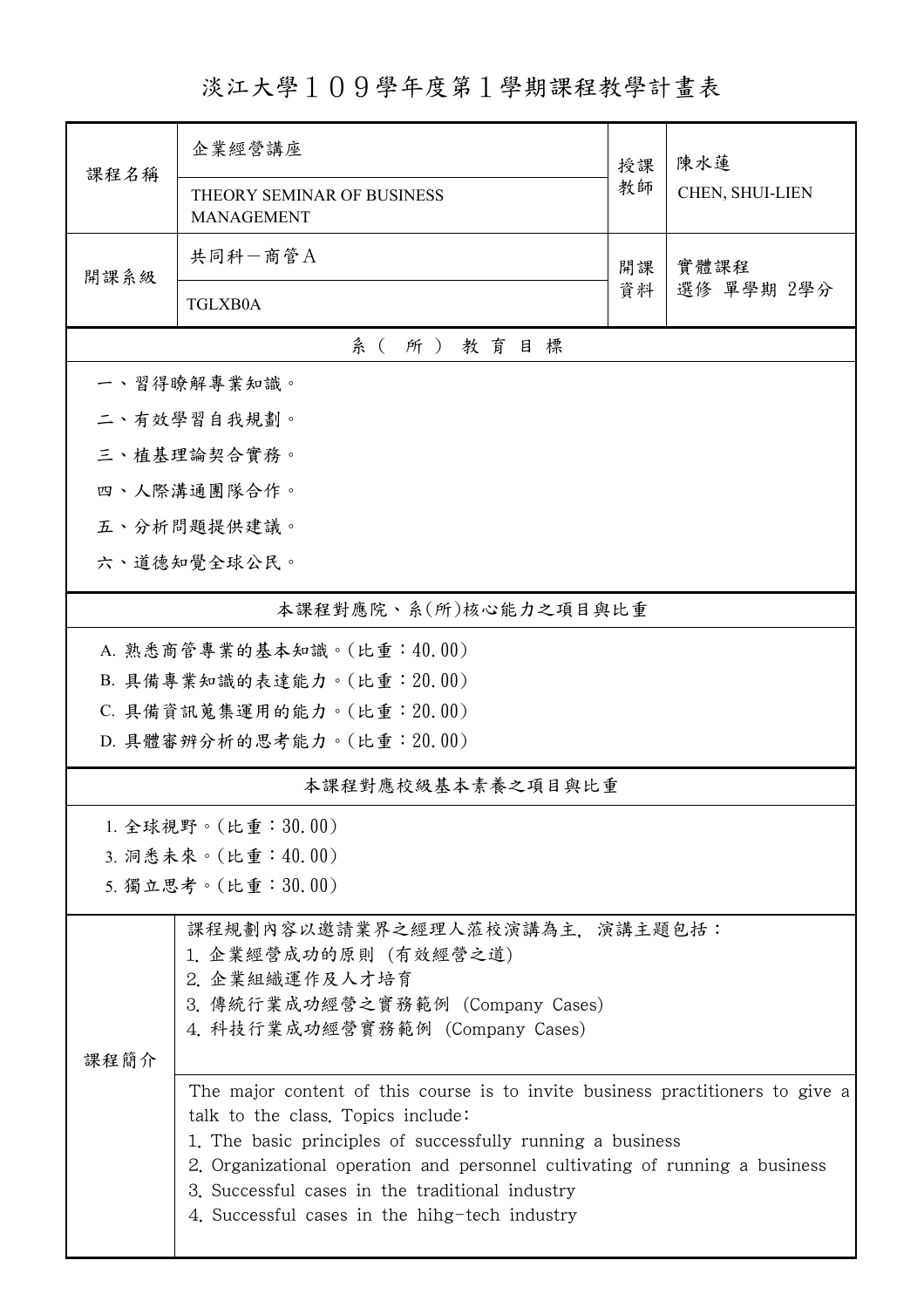# 淡江大學１０９學年度第１學期課程教學計畫表

| 課程名稱 | 企業經營講座 | 授課教師 | 陳水蓮 |
|---|---|---|---|
| | THEORY SEMINAR OF BUSINESS MANAGEMENT | | CHEN, SHUI-LIEN |
| 開課系級 | 共同科－商管Ａ | 開課資料 | 實體課程<br>選修 單學期 2學分 |
| | TGLXB0A | | |

## 系（所）教育目標

一、習得瞭解專業知識。

二、有效學習自我規劃。

三、植基理論契合實務。

四、人際溝通團隊合作。

五、分析問題提供建議。

六、道德知覺全球公民。

## 本課程對應院、系(所)核心能力之項目與比重

A. 熟悉商管專業的基本知識。(比重：40.00)

B. 具備專業知識的表達能力。(比重：20.00)

C. 具備資訊蒐集運用的能力。(比重：20.00)

D. 具體審辨分析的思考能力。(比重：20.00)

## 本課程對應校級基本素養之項目與比重

1. 全球視野。(比重：30.00)

3. 洞悉未來。(比重：40.00)

5. 獨立思考。(比重：30.00)

## 課程簡介

課程規劃內容以邀請業界之經理人蒞校演講為主，演講主題包括：
1. 企業經營成功的原則 (有效經營之道)
2. 企業組織運作及人才培育
3. 傳統行業成功經營之實務範例 (Company Cases)
4. 科技行業成功經營實務範例 (Company Cases)

The major content of this course is to invite business practitioners to give a talk to the class. Topics include:
1. The basic principles of successfully running a business
2. Organizational operation and personnel cultivating of running a business
3. Successful cases in the traditional industry
4. Successful cases in the hihg-tech industry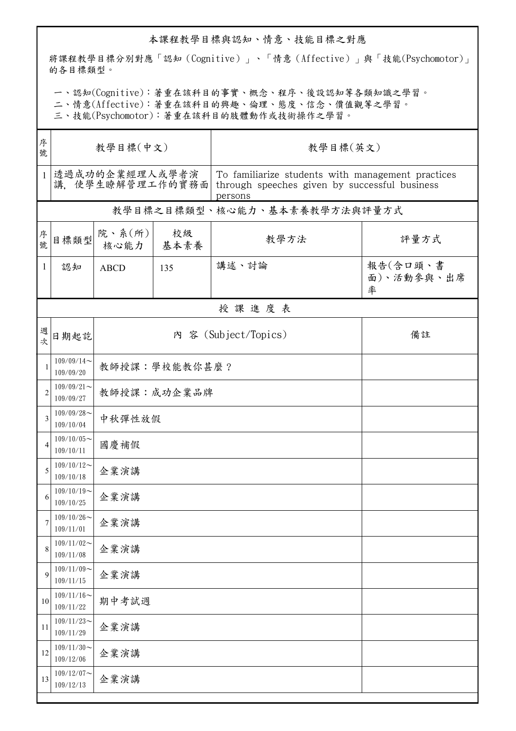本課程教學目標與認知、情意、技能目標之對應

將課程教學目標分別對應「認知（Cognitive）」、「情意（Affective）」與「技能(Psychomotor)」的各目標類型。

一、認知(Cognitive)：著重在該科目的事實、概念、程序、後設認知等各類知識之學習。
二、情意(Affective)：著重在該科目的興趣、倫理、態度、信念、價值觀等之學習。
三、技能(Psychomotor)：著重在該科目的肢體動作或技術操作之學習。

| 序號 | 教學目標(中文) | 教學目標(英文) |
|---|---|---|
| 1 | 透過成功的企業經理人或學者演講，使學生瞭解管理工作的實務面 | To familiarize students with management practices through speeches given by successful business persons |

教學目標之目標類型、核心能力、基本素養教學方法與評量方式

| 序號 | 目標類型 | 院、系(所)核心能力 | 校級基本素養 | 教學方法 | 評量方式 |
|---|---|---|---|---|---|
| 1 | 認知 | ABCD | 135 | 講述、討論 | 報告(含口頭、書面)、活動參與、出席率 |

授課進度表

| 週次 | 日期起訖 | 內 容 (Subject/Topics) | 備註 |
|---|---|---|---|
| 1 | 109/09/14～109/09/20 | 教師授課：學校能教你甚麼？ | |
| 2 | 109/09/21～109/09/27 | 教師授課：成功企業品牌 | |
| 3 | 109/09/28～109/10/04 | 中秋彈性放假 | |
| 4 | 109/10/05～109/10/11 | 國慶補假 | |
| 5 | 109/10/12～109/10/18 | 企業演講 | |
| 6 | 109/10/19～109/10/25 | 企業演講 | |
| 7 | 109/10/26～109/11/01 | 企業演講 | |
| 8 | 109/11/02～109/11/08 | 企業演講 | |
| 9 | 109/11/09～109/11/15 | 企業演講 | |
| 10 | 109/11/16～109/11/22 | 期中考試週 | |
| 11 | 109/11/23～109/11/29 | 企業演講 | |
| 12 | 109/11/30～109/12/06 | 企業演講 | |
| 13 | 109/12/07～109/12/13 | 企業演講 | |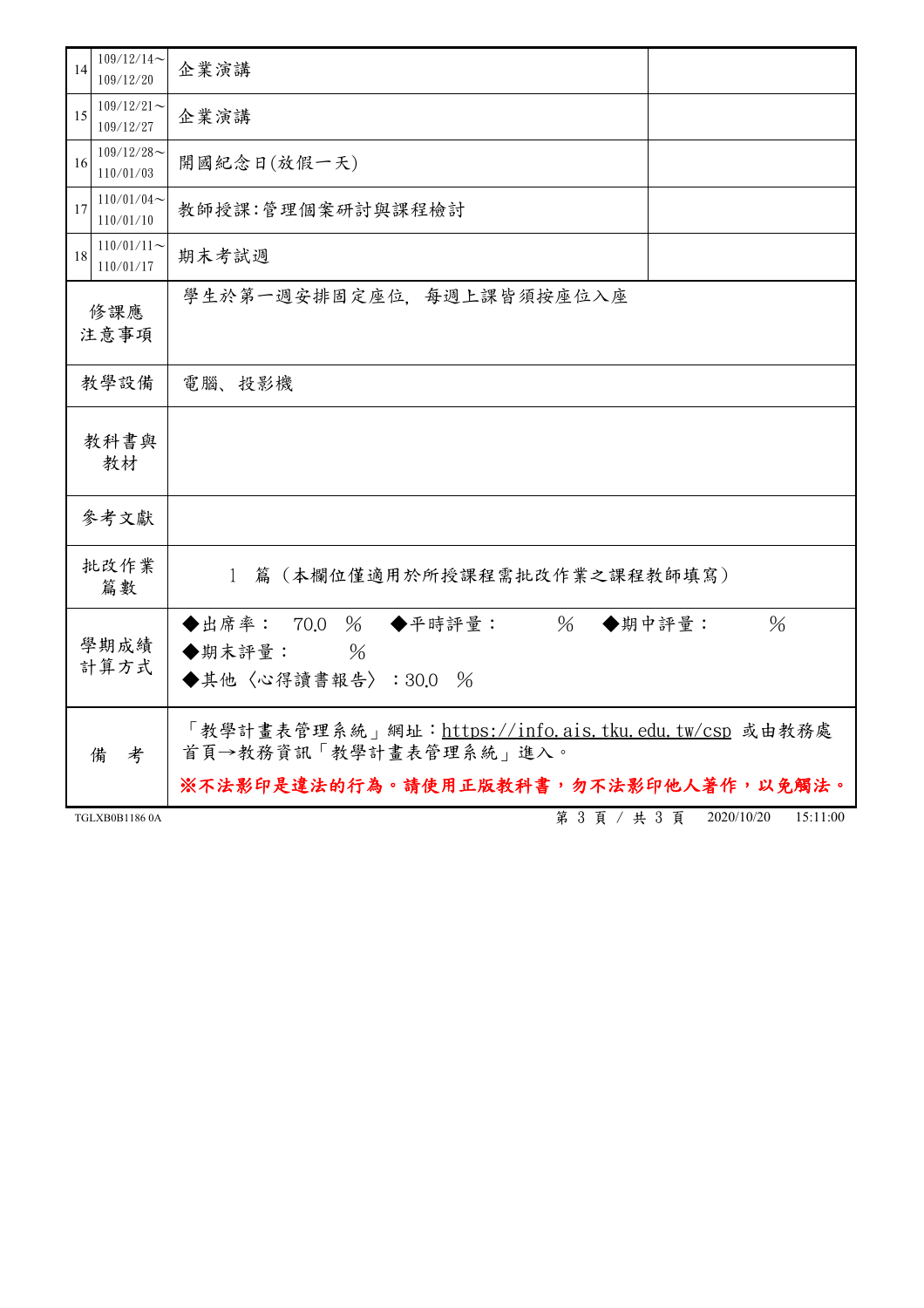| | | | |
|---|---|---|---|
| 14 | 109/12/14～<br>109/12/20 | 企業演講 | |
| 15 | 109/12/21～<br>109/12/27 | 企業演講 | |
| 16 | 109/12/28～<br>110/01/03 | 開國紀念日(放假一天) | |
| 17 | 110/01/04～<br>110/01/10 | 教師授課:管理個案研討與課程檢討 | |
| 18 | 110/01/11～<br>110/01/17 | 期末考試週 | |

| | |
|---|---|
| 修課應注意事項 | 學生於第一週安排固定座位，每週上課皆須按座位入座 |
| 教學設備 | 電腦、投影機 |
| 教科書與教材 | |
| 參考文獻 | |
| 批改作業篇數 | 1 篇（本欄位僅適用於所授課程需批改作業之課程教師填寫） |
| 學期成績計算方式 | ◆出席率： 70.0 ％ ◆平時評量： ％ ◆期中評量： ％<br>◆期末評量： ％<br>◆其他〈心得讀書報告〉：30.0 ％ |
| 備　考 | 「教學計畫表管理系統」網址：https://info.ais.tku.edu.tw/csp 或由教務處首頁→教務資訊「教學計畫表管理系統」進入。<br>**※不法影印是違法的行為。請使用正版教科書，勿不法影印他人著作，以免觸法。** |

TGLXB0B1186 0A　　2020/10/20　15:11:00